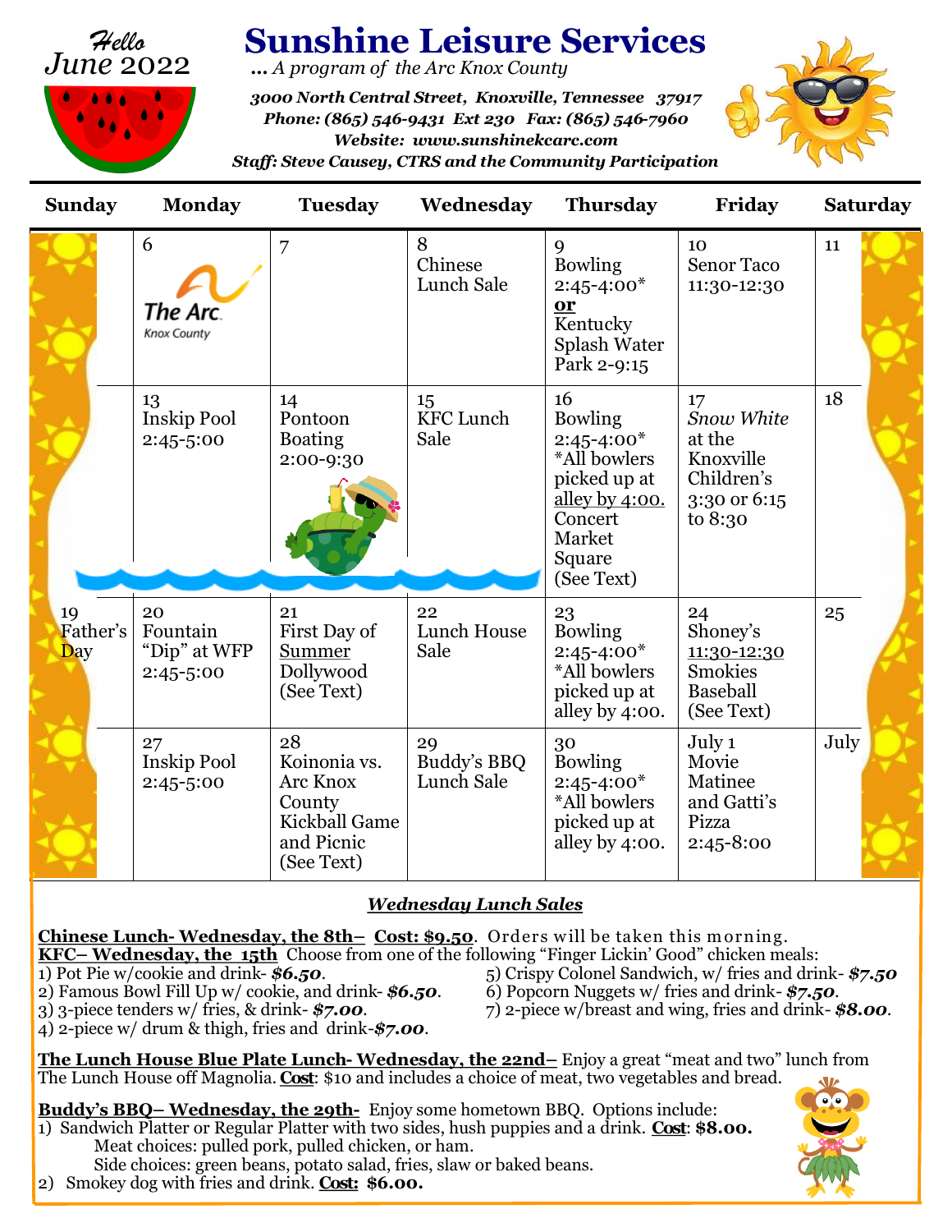*Hello June 2022*

# Sunshine Leisure Services

*... A program of the Arc Knox County*

***3000 North Central Street, Knoxville, Tennessee 37917***
***Phone: (865) 546-9431 Ext 230 Fax: (865) 546-7960***
***Website: www.sunshinekcarc.com***
***Staff: Steve Causey, CTRS and the Community Participation***

| Sunday | Monday | Tuesday | Wednesday | Thursday | Friday | Saturday |
|---|---|---|---|---|---|---|
| | 6 The Arc Knox County | 7 | 8 Chinese Lunch Sale | 9 Bowling 2:45-4:00* **or** Kentucky Splash Water Park 2-9:15 | 10 Senor Taco 11:30-12:30 | 11 |
| | 13 Inskip Pool 2:45-5:00 | 14 Pontoon Boating 2:00-9:30 | 15 KFC Lunch Sale | 16 Bowling 2:45-4:00* *All bowlers picked up at alley by 4:00. Concert Market Square (See Text) | 17 *Snow White* at the Knoxville Children's 3:30 or 6:15 to 8:30 | 18 |
| 19 Father's Day | 20 Fountain "Dip" at WFP 2:45-5:00 | 21 First Day of Summer Dollywood (See Text) | 22 Lunch House Sale | 23 Bowling 2:45-4:00* *All bowlers picked up at alley by 4:00. | 24 Shoney's 11:30-12:30 Smokies Baseball (See Text) | 25 |
| | 27 Inskip Pool 2:45-5:00 | 28 Koinonia vs. Arc Knox County Kickball Game and Picnic (See Text) | 29 Buddy's BBQ Lunch Sale | 30 Bowling 2:45-4:00* *All bowlers picked up at alley by 4:00. | July 1 Movie Matinee and Gatti's Pizza 2:45-8:00 | July |

## *Wednesday Lunch Sales*

**Chinese Lunch- Wednesday, the 8th– Cost: $9.50**. Orders will be taken this morning.

**KFC– Wednesday, the 15th** Choose from one of the following "Finger Lickin' Good" chicken meals:

1) Pot Pie w/cookie and drink- ***$6.50***.
2) Famous Bowl Fill Up w/ cookie, and drink- ***$6.50***.
3) 3-piece tenders w/ fries, & drink- ***$7.00***.
4) 2-piece w/ drum & thigh, fries and drink-***$7.00***.
5) Crispy Colonel Sandwich, w/ fries and drink- ***$7.50***
6) Popcorn Nuggets w/ fries and drink- ***$7.50***.
7) 2-piece w/breast and wing, fries and drink- ***$8.00***.

**The Lunch House Blue Plate Lunch- Wednesday, the 22nd–** Enjoy a great "meat and two" lunch from The Lunch House off Magnolia. **Cost**: $10 and includes a choice of meat, two vegetables and bread.

**Buddy's BBQ– Wednesday, the 29th-** Enjoy some hometown BBQ. Options include:

1) Sandwich Platter or Regular Platter with two sides, hush puppies and a drink. **Cost: $8.00.**
   Meat choices: pulled pork, pulled chicken, or ham.
   Side choices: green beans, potato salad, fries, slaw or baked beans.
2) Smokey dog with fries and drink. **Cost: $6.00.**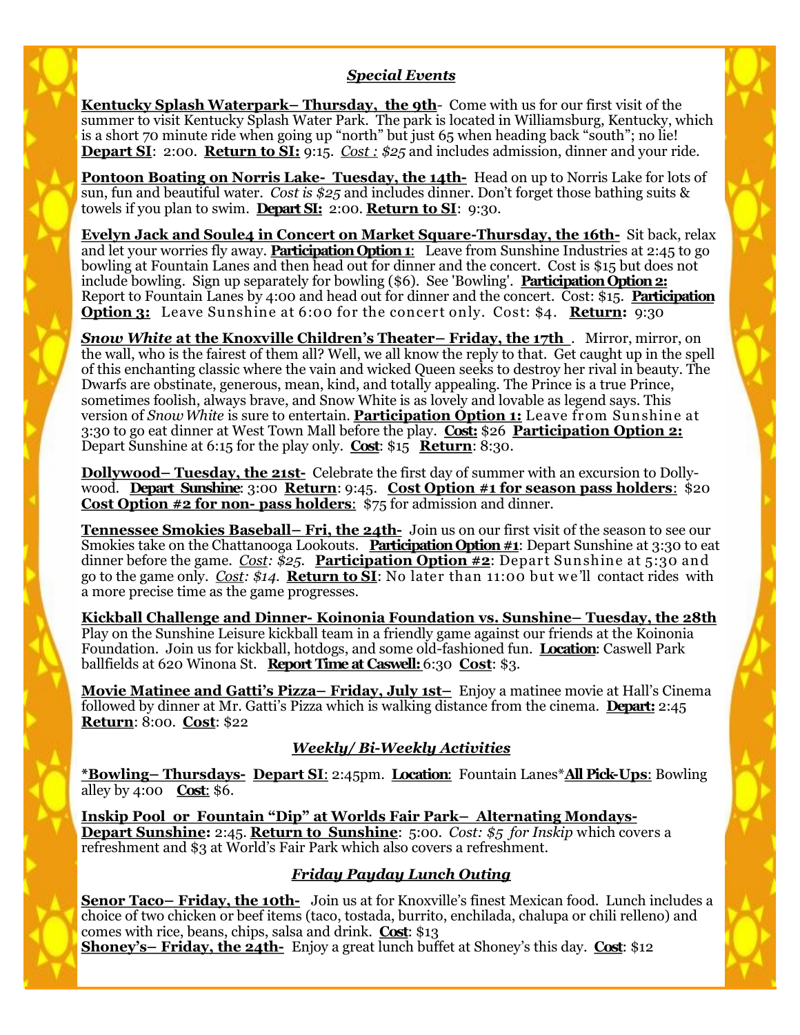## *Special Events*

**Kentucky Splash Waterpark– Thursday, the 9th**- Come with us for our first visit of the summer to visit Kentucky Splash Water Park. The park is located in Williamsburg, Kentucky, which is a short 70 minute ride when going up "north" but just 65 when heading back "south"; no lie! **Depart SI**: 2:00. **Return to SI:** 9:15. *Cost : $25* and includes admission, dinner and your ride.

**Pontoon Boating on Norris Lake- Tuesday, the 14th-** Head on up to Norris Lake for lots of sun, fun and beautiful water. *Cost is $25* and includes dinner. Don't forget those bathing suits & towels if you plan to swim. **Depart SI:** 2:00. **Return to SI**: 9:30.

**Evelyn Jack and Soule4 in Concert on Market Square-Thursday, the 16th-** Sit back, relax and let your worries fly away. **Participation Option 1**: Leave from Sunshine Industries at 2:45 to go bowling at Fountain Lanes and then head out for dinner and the concert. Cost is $15 but does not include bowling. Sign up separately for bowling ($6). See 'Bowling'. **Participation Option 2:** Report to Fountain Lanes by 4:00 and head out for dinner and the concert. Cost: $15. **Participation Option 3:** Leave Sunshine at 6:00 for the concert only. Cost: $4. **Return:** 9:30

***Snow White* at the Knoxville Children's Theater– Friday, the 17th** . Mirror, mirror, on the wall, who is the fairest of them all? Well, we all know the reply to that. Get caught up in the spell of this enchanting classic where the vain and wicked Queen seeks to destroy her rival in beauty. The Dwarfs are obstinate, generous, mean, kind, and totally appealing. The Prince is a true Prince, sometimes foolish, always brave, and Snow White is as lovely and lovable as legend says. This version of *Snow White* is sure to entertain. **Participation Option 1:** Leave from Sunshine at 3:30 to go eat dinner at West Town Mall before the play. **Cost:** $26 **Participation Option 2:** Depart Sunshine at 6:15 for the play only. **Cost**: $15 **Return**: 8:30.

**Dollywood– Tuesday, the 21st-** Celebrate the first day of summer with an excursion to Dollywood. **Depart Sunshine**: 3:00 **Return**: 9:45. **Cost Option #1 for season pass holders**: $20 **Cost Option #2 for non- pass holders**: $75 for admission and dinner.

**Tennessee Smokies Baseball– Fri, the 24th-** Join us on our first visit of the season to see our Smokies take on the Chattanooga Lookouts. **Participation Option #1**: Depart Sunshine at 3:30 to eat dinner before the game. *Cost: $25*. **Participation Option #2**: Depart Sunshine at 5:30 and go to the game only. *Cost: $14*. **Return to SI**: No later than 11:00 but we'll contact rides with a more precise time as the game progresses.

**Kickball Challenge and Dinner- Koinonia Foundation vs. Sunshine– Tuesday, the 28th** Play on the Sunshine Leisure kickball team in a friendly game against our friends at the Koinonia Foundation. Join us for kickball, hotdogs, and some old-fashioned fun. **Location**: Caswell Park ballfields at 620 Winona St. **Report Time at Caswell:** 6:30 **Cost**: $3.

**Movie Matinee and Gatti's Pizza– Friday, July 1st–** Enjoy a matinee movie at Hall's Cinema followed by dinner at Mr. Gatti's Pizza which is walking distance from the cinema. **Depart:** 2:45 **Return**: 8:00. **Cost**: $22

## *Weekly/ Bi-Weekly Activities*

**\*Bowling– Thursdays- Depart SI**: 2:45pm. **Location**: Fountain Lanes\***All Pick-Ups**: Bowling alley by 4:00 **Cost**: $6.

**Inskip Pool or Fountain "Dip" at Worlds Fair Park– Alternating Mondays-**
**Depart Sunshine:** 2:45. **Return to Sunshine**: 5:00. *Cost: $5 for Inskip* which covers a refreshment and $3 at World's Fair Park which also covers a refreshment.

## *Friday Payday Lunch Outing*

**Senor Taco– Friday, the 10th-** Join us at for Knoxville's finest Mexican food. Lunch includes a choice of two chicken or beef items (taco, tostada, burrito, enchilada, chalupa or chili relleno) and comes with rice, beans, chips, salsa and drink. **Cost**: $13
**Shoney's– Friday, the 24th-** Enjoy a great lunch buffet at Shoney's this day. **Cost**: $12